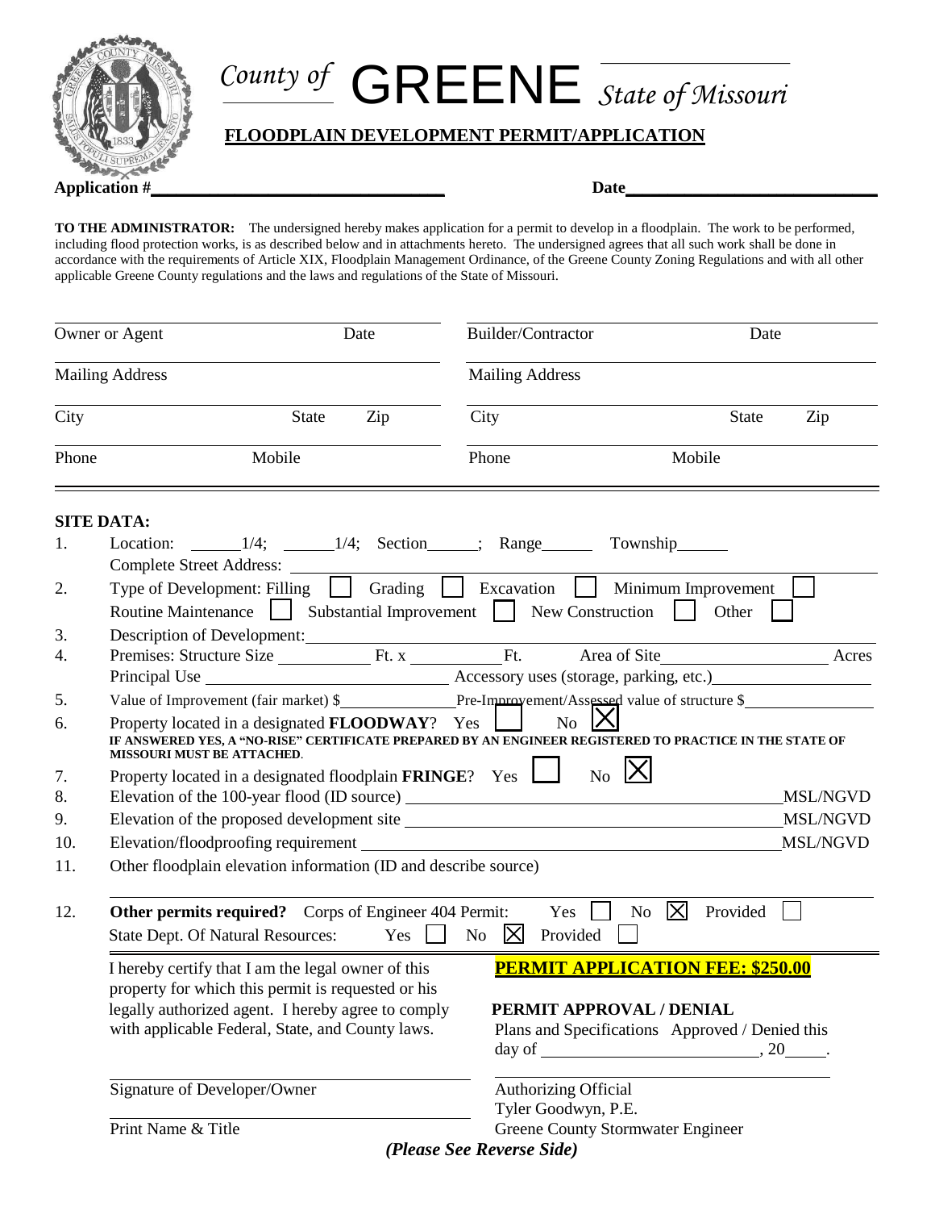# County of GREENE State of Missouri

## FLOODPLAIN DEVELOPMENT PERMIT/APPLICATION

**Application #**\_\_\_\_\_\_\_\_\_\_\_\_\_\_\_\_\_\_\_\_ **Date**\_\_\_\_\_\_\_\_\_\_\_\_\_\_\_\_\_\_\_\_

**TO THE ADMINISTRATOR:** The undersigned hereby makes application for a permit to develop in a floodplain. The work to be performed, including flood protection works, is as described below and in attachments hereto. The undersigned agrees that all such work shall be done in accordance with the requirements of Article XIX, Floodplain Management Ordinance, of the Greene County Zoning Regulations and with all other applicable Greene County regulations and the laws and regulations of the State of Missouri.

| | | | | | |
|---|---|---|---|---|---|
| Owner or Agent | | Date | Builder/Contractor | | Date |
| Mailing Address | | | Mailing Address | | |
| City | State | Zip | City | State | Zip |
| Phone | Mobile | | Phone | Mobile | |

**SITE DATA:**

1. Location: \_\_\_\_1/4; \_\_\_\_1/4; Section\_\_\_\_; Range\_\_\_\_ Township\_\_\_\_
   Complete Street Address: \_\_\_\_\_\_\_\_\_\_
2. Type of Development: Filling ☐ Grading ☐ Excavation ☐ Minimum Improvement ☐
   Routine Maintenance ☐ Substantial Improvement ☐ New Construction ☐ Other ☐
3. Description of Development: \_\_\_\_\_\_\_\_\_\_
4. Premises: Structure Size \_\_\_\_\_ Ft. x \_\_\_\_\_ Ft. Area of Site \_\_\_\_\_ Acres
   Principal Use \_\_\_\_\_\_\_\_\_\_ Accessory uses (storage, parking, etc.) \_\_\_\_\_\_\_\_\_\_
5. Value of Improvement (fair market) $\_\_\_\_\_ Pre-Improvement/Assessed value of structure $\_\_\_\_\_
6. Property located in a designated **FLOODWAY**? Yes ☐ No ☒
   **IF ANSWERED YES, A "NO-RISE" CERTIFICATE PREPARED BY AN ENGINEER REGISTERED TO PRACTICE IN THE STATE OF MISSOURI MUST BE ATTACHED.**
7. Property located in a designated floodplain **FRINGE**? Yes ☐ No ☒
8. Elevation of the 100-year flood (ID source) \_\_\_\_\_\_\_\_\_\_ MSL/NGVD
9. Elevation of the proposed development site \_\_\_\_\_\_\_\_\_\_ MSL/NGVD
10. Elevation/floodproofing requirement \_\_\_\_\_\_\_\_\_\_ MSL/NGVD
11. Other floodplain elevation information (ID and describe source)
12. **Other permits required?** Corps of Engineer 404 Permit: Yes ☐ No ☒ Provided ☐
    State Dept. Of Natural Resources: Yes ☐ No ☒ Provided ☐

I hereby certify that I am the legal owner of this property for which this permit is requested or his legally authorized agent. I hereby agree to comply with applicable Federal, State, and County laws.

\_\_\_\_\_\_\_\_\_\_\_\_\_\_\_\_\_\_\_\_
Signature of Developer/Owner

\_\_\_\_\_\_\_\_\_\_\_\_\_\_\_\_\_\_\_\_
Print Name & Title

**PERMIT APPLICATION FEE: $250.00**

**PERMIT APPROVAL / DENIAL**

Plans and Specifications Approved / Denied this day of \_\_\_\_\_\_\_\_\_\_, 20\_\_\_\_.

\_\_\_\_\_\_\_\_\_\_\_\_\_\_\_\_\_\_\_\_
Authorizing Official
Tyler Goodwyn, P.E.
Greene County Stormwater Engineer

*(Please See Reverse Side)*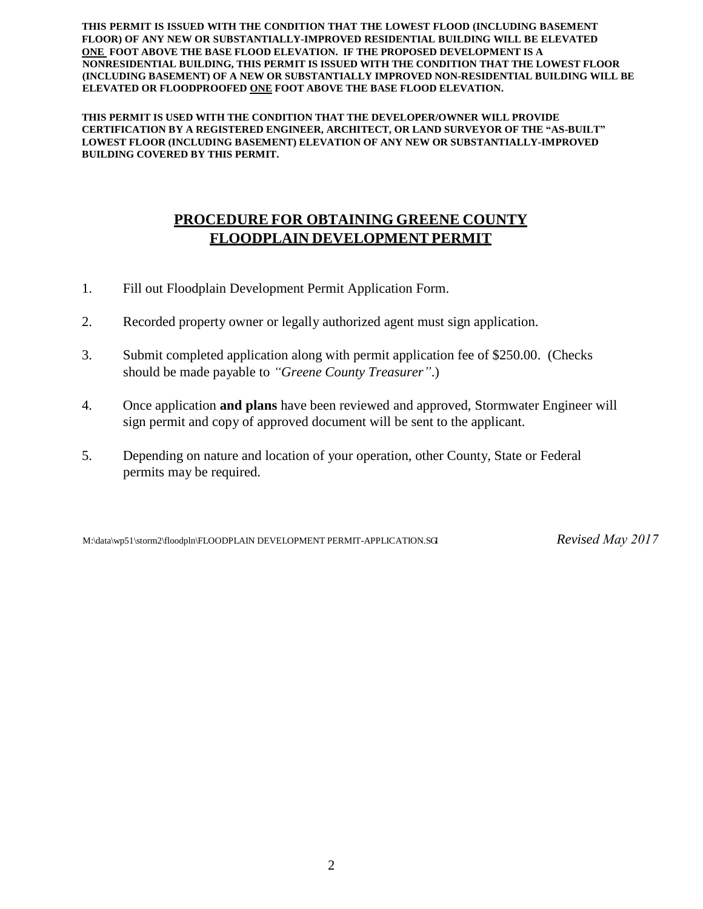**THIS PERMIT IS ISSUED WITH THE CONDITION THAT THE LOWEST FLOOD (INCLUDING BASEMENT FLOOR) OF ANY NEW OR SUBSTANTIALLY-IMPROVED RESIDENTIAL BUILDING WILL BE ELEVATED <u>ONE</u> FOOT ABOVE THE BASE FLOOD ELEVATION. IF THE PROPOSED DEVELOPMENT IS A NONRESIDENTIAL BUILDING, THIS PERMIT IS ISSUED WITH THE CONDITION THAT THE LOWEST FLOOR (INCLUDING BASEMENT) OF A NEW OR SUBSTANTIALLY IMPROVED NON-RESIDENTIAL BUILDING WILL BE ELEVATED OR FLOODPROOFED <u>ONE</u> FOOT ABOVE THE BASE FLOOD ELEVATION.**

**THIS PERMIT IS USED WITH THE CONDITION THAT THE DEVELOPER/OWNER WILL PROVIDE CERTIFICATION BY A REGISTERED ENGINEER, ARCHITECT, OR LAND SURVEYOR OF THE "AS-BUILT" LOWEST FLOOR (INCLUDING BASEMENT) ELEVATION OF ANY NEW OR SUBSTANTIALLY-IMPROVED BUILDING COVERED BY THIS PERMIT.**

## <u>PROCEDURE FOR OBTAINING GREENE COUNTY FLOODPLAIN DEVELOPMENT PERMIT</u>

1. Fill out Floodplain Development Permit Application Form.
2. Recorded property owner or legally authorized agent must sign application.
3. Submit completed application along with permit application fee of $250.00. (Checks should be made payable to *"Greene County Treasurer"*.)
4. Once application **and plans** have been reviewed and approved, Stormwater Engineer will sign permit and copy of approved document will be sent to the applicant.
5. Depending on nature and location of your operation, other County, State or Federal permits may be required.

M:\data\wp51\storm2\floodpln\FLOODPLAIN DEVELOPMENT PERMIT-APPLICATION.SGI *Revised May 2017*